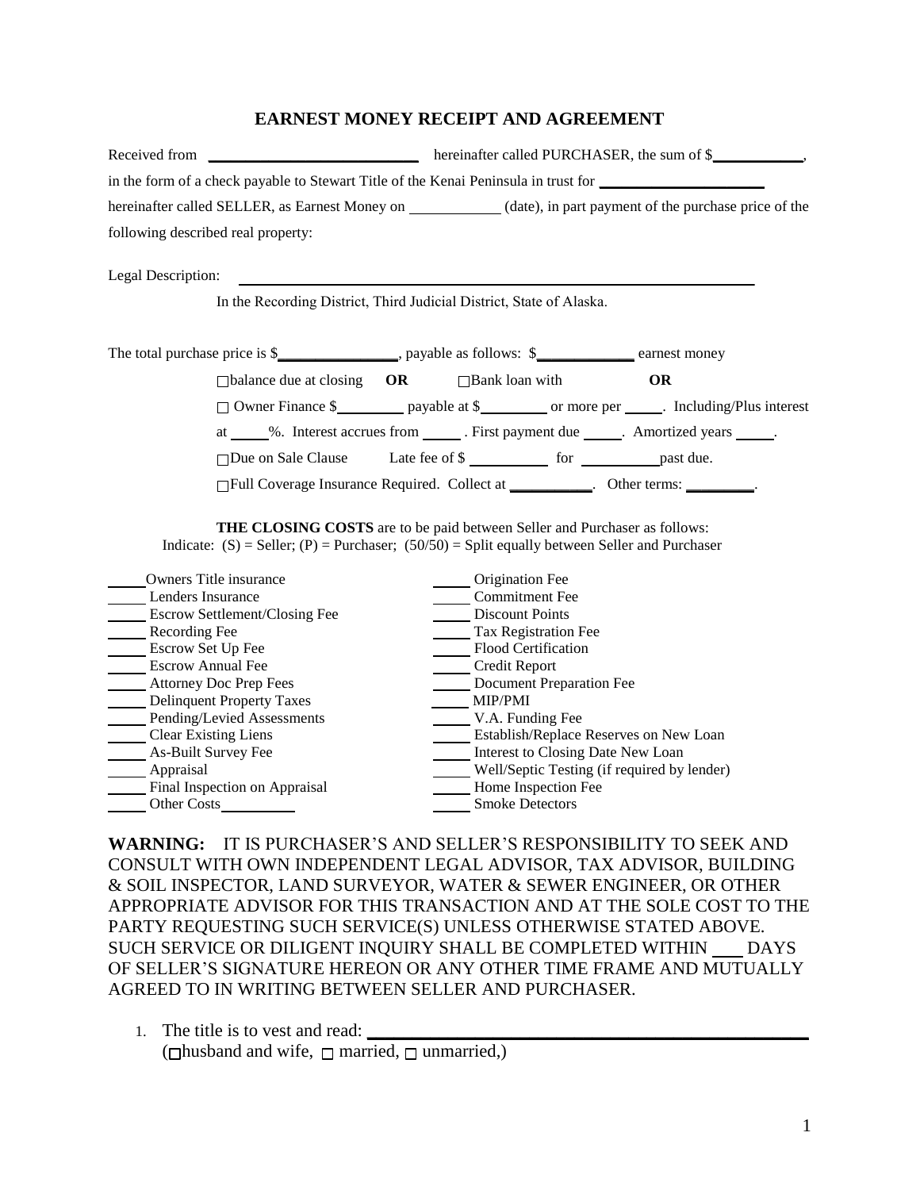# EARNEST MONEY RECEIPT AND AGREEMENT

Received from ____________________________ hereinafter called PURCHASER, the sum of $____________, in the form of a check payable to Stewart Title of the Kenai Peninsula in trust for ______________________ hereinafter called SELLER, as Earnest Money on ____________ (date), in part payment of the purchase price of the following described real property:

Legal Description: ______________________________________________________________________

In the Recording District, Third Judicial District, State of Alaska.

The total purchase price is $________________, payable as follows: $_____________ earnest money

☐balance due at closing **OR** ☐Bank loan with **OR**

☐ Owner Finance $_________ payable at $_________ or more per _____. Including/Plus interest at _____%. Interest accrues from _____ . First payment due _____. Amortized years _____.

☐Due on Sale Clause Late fee of $ ___________ for ___________past due.

☐Full Coverage Insurance Required. Collect at ___________. Other terms: _________.

**THE CLOSING COSTS** are to be paid between Seller and Purchaser as follows:
Indicate: (S) = Seller; (P) = Purchaser; (50/50) = Split equally between Seller and Purchaser

| | |
|---|---|
| _____ Owners Title insurance | _____ Origination Fee |
| _____ Lenders Insurance | _____ Commitment Fee |
| _____ Escrow Settlement/Closing Fee | _____ Discount Points |
| _____ Recording Fee | _____ Tax Registration Fee |
| _____ Escrow Set Up Fee | _____ Flood Certification |
| _____ Escrow Annual Fee | _____ Credit Report |
| _____ Attorney Doc Prep Fees | _____ Document Preparation Fee |
| _____ Delinquent Property Taxes | _____ MIP/PMI |
| _____ Pending/Levied Assessments | _____ V.A. Funding Fee |
| _____ Clear Existing Liens | _____ Establish/Replace Reserves on New Loan |
| _____ As-Built Survey Fee | _____ Interest to Closing Date New Loan |
| _____ Appraisal | _____ Well/Septic Testing (if required by lender) |
| _____ Final Inspection on Appraisal | _____ Home Inspection Fee |
| _____ Other Costs__________ | _____ Smoke Detectors |

**WARNING:** IT IS PURCHASER'S AND SELLER'S RESPONSIBILITY TO SEEK AND CONSULT WITH OWN INDEPENDENT LEGAL ADVISOR, TAX ADVISOR, BUILDING & SOIL INSPECTOR, LAND SURVEYOR, WATER & SEWER ENGINEER, OR OTHER APPROPRIATE ADVISOR FOR THIS TRANSACTION AND AT THE SOLE COST TO THE PARTY REQUESTING SUCH SERVICE(S) UNLESS OTHERWISE STATED ABOVE. SUCH SERVICE OR DILIGENT INQUIRY SHALL BE COMPLETED WITHIN ___ DAYS OF SELLER'S SIGNATURE HEREON OR ANY OTHER TIME FRAME AND MUTUALLY AGREED TO IN WRITING BETWEEN SELLER AND PURCHASER.

1. The title is to vest and read: ____________________________________________
   (☐husband and wife, ☐ married, ☐ unmarried,)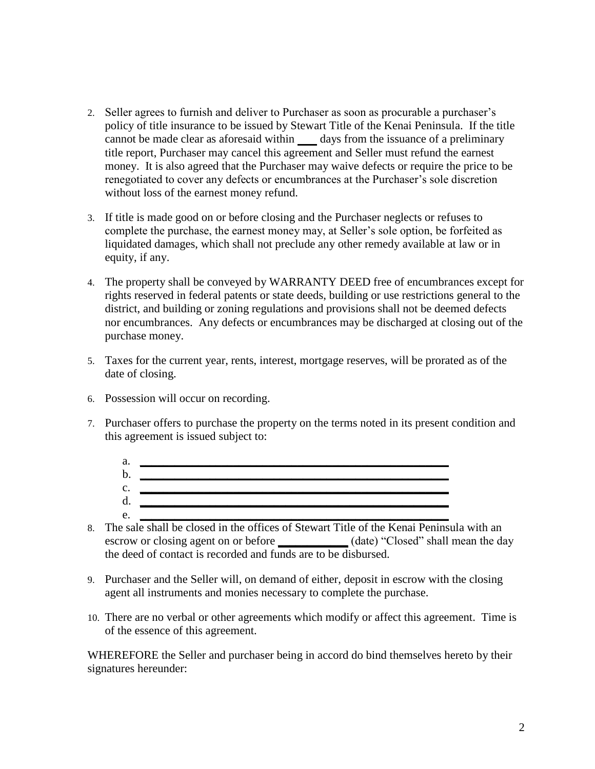2. Seller agrees to furnish and deliver to Purchaser as soon as procurable a purchaser's policy of title insurance to be issued by Stewart Title of the Kenai Peninsula. If the title cannot be made clear as aforesaid within ___ days from the issuance of a preliminary title report, Purchaser may cancel this agreement and Seller must refund the earnest money. It is also agreed that the Purchaser may waive defects or require the price to be renegotiated to cover any defects or encumbrances at the Purchaser's sole discretion without loss of the earnest money refund.

3. If title is made good on or before closing and the Purchaser neglects or refuses to complete the purchase, the earnest money may, at Seller's sole option, be forfeited as liquidated damages, which shall not preclude any other remedy available at law or in equity, if any.

4. The property shall be conveyed by WARRANTY DEED free of encumbrances except for rights reserved in federal patents or state deeds, building or use restrictions general to the district, and building or zoning regulations and provisions shall not be deemed defects nor encumbrances. Any defects or encumbrances may be discharged at closing out of the purchase money.

5. Taxes for the current year, rents, interest, mortgage reserves, will be prorated as of the date of closing.

6. Possession will occur on recording.

7. Purchaser offers to purchase the property on the terms noted in its present condition and this agreement is issued subject to:

   a. ______________________________________________
   b. ______________________________________________
   c. ______________________________________________
   d. ______________________________________________
   e. ______________________________________________

8. The sale shall be closed in the offices of Stewart Title of the Kenai Peninsula with an escrow or closing agent on or before ____________ (date) "Closed" shall mean the day the deed of contact is recorded and funds are to be disbursed.

9. Purchaser and the Seller will, on demand of either, deposit in escrow with the closing agent all instruments and monies necessary to complete the purchase.

10. There are no verbal or other agreements which modify or affect this agreement. Time is of the essence of this agreement.

WHEREFORE the Seller and purchaser being in accord do bind themselves hereto by their signatures hereunder: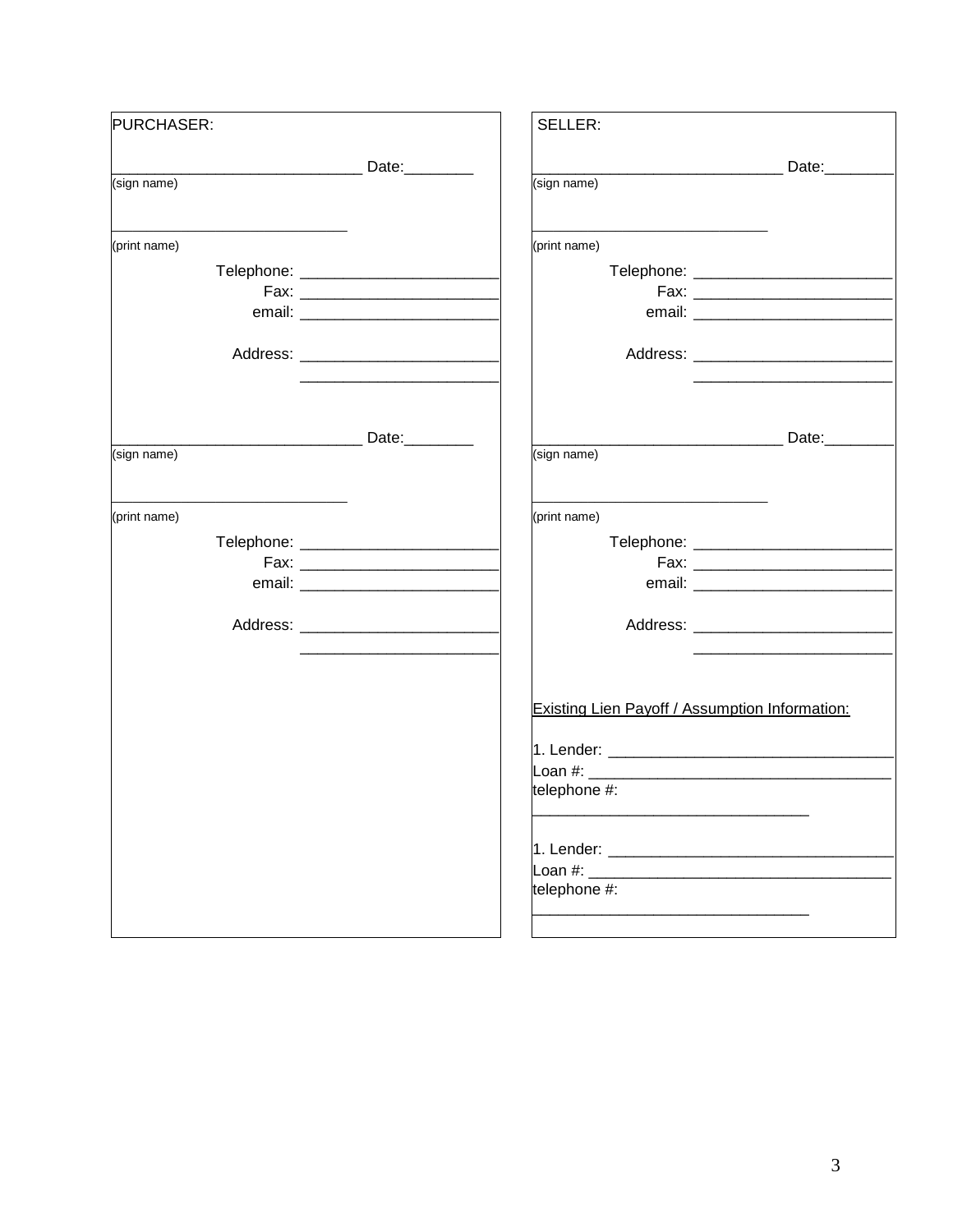PURCHASER:

_____________________________ Date:________
(sign name)

_____________________________
(print name)

Telephone: _______________________
Fax: _______________________
email: _______________________

Address: _______________________
_______________________

_____________________________ Date:________
(sign name)

_____________________________
(print name)

Telephone: _______________________
Fax: _______________________
email: _______________________

Address: _______________________
_______________________

SELLER:

_____________________________ Date:________
(sign name)

_____________________________
(print name)

Telephone: _______________________
Fax: _______________________
email: _______________________

Address: _______________________
_______________________

_____________________________ Date:________
(sign name)

_____________________________
(print name)

Telephone: _______________________
Fax: _______________________
email: _______________________

Address: _______________________
_______________________

<u>Existing Lien Payoff / Assumption Information:</u>

1. Lender: ________________________________
Loan #: __________________________________
telephone #:
________________________________

1. Lender: ________________________________
Loan #: __________________________________
telephone #:
________________________________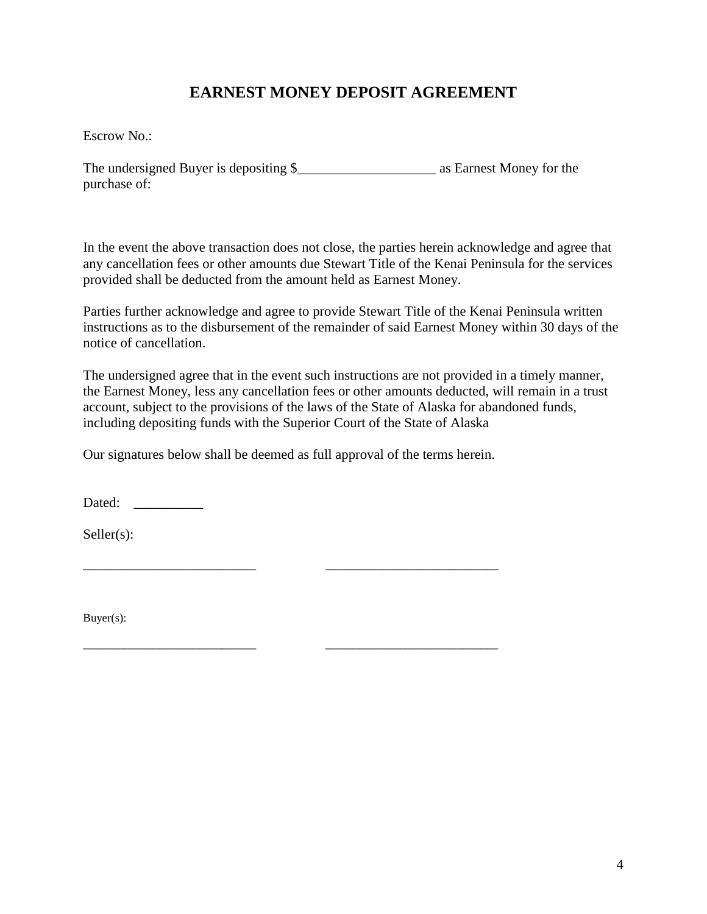# EARNEST MONEY DEPOSIT AGREEMENT

Escrow No.:

The undersigned Buyer is depositing $____________________ as Earnest Money for the purchase of:

In the event the above transaction does not close, the parties herein acknowledge and agree that any cancellation fees or other amounts due Stewart Title of the Kenai Peninsula for the services provided shall be deducted from the amount held as Earnest Money.

Parties further acknowledge and agree to provide Stewart Title of the Kenai Peninsula written instructions as to the disbursement of the remainder of said Earnest Money within 30 days of the notice of cancellation.

The undersigned agree that in the event such instructions are not provided in a timely manner, the Earnest Money, less any cancellation fees or other amounts deducted, will remain in a trust account, subject to the provisions of the laws of the State of Alaska for abandoned funds, including depositing funds with the Superior Court of the State of Alaska

Our signatures below shall be deemed as full approval of the terms herein.

Dated: __________

Seller(s):

__________________________ __________________________

Buyer(s):

__________________________ __________________________